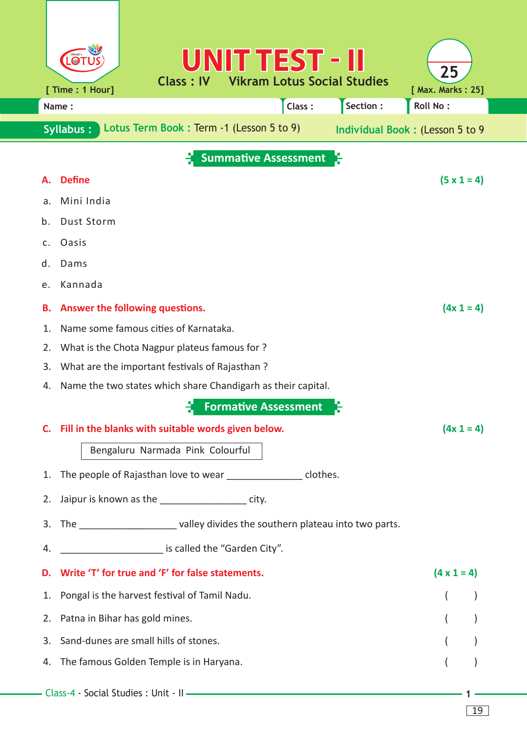# UNIT TEST - II

**Class : IV** **Vikram Lotus Social Studies**

[ Time : 1 Hour] [ Max. Marks : 25]

25

| Name : | Class : | Section : | Roll No : |
|---|---|---|---|

**Syllabus :** Lotus Term Book : Term -1 (Lesson 5 to 9) Individual Book : (Lesson 5 to 9

## Summative Assessment

**A. Define** **(5 x 1 = 4)**

a. Mini India

b. Dust Storm

c. Oasis

d. Dams

e. Kannada

**B. Answer the following questions.** **(4x 1 = 4)**

1. Name some famous cities of Karnataka.
2. What is the Chota Nagpur plateus famous for ?
3. What are the important festivals of Rajasthan ?
4. Name the two states which share Chandigarh as their capital.

## Formative Assessment

**C. Fill in the blanks with suitable words given below.** **(4x 1 = 4)**

| Bengaluru Narmada Pink Colourful |
|---|

1. The people of Rajasthan love to wear ______________ clothes.
2. Jaipur is known as the ________________ city.
3. The __________________ valley divides the southern plateau into two parts.
4. ___________________ is called the "Garden City".

**D. Write 'T' for true and 'F' for false statements.** **(4 x 1 = 4)**

1. Pongal is the harvest festival of Tamil Nadu. ( )
2. Patna in Bihar has gold mines. ( )
3. Sand-dunes are small hills of stones. ( )
4. The famous Golden Temple is in Haryana. ( )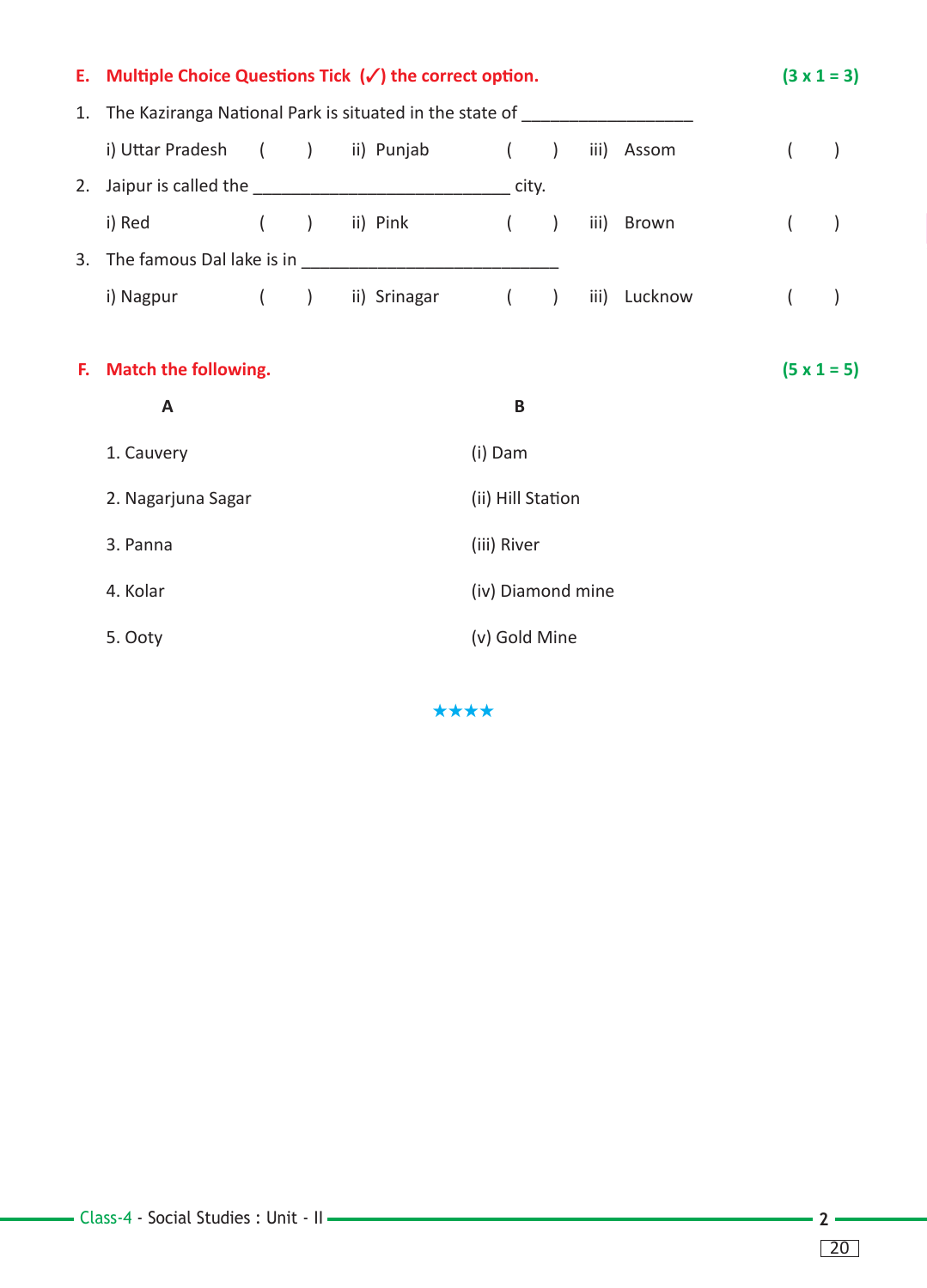## E. Multiple Choice Questions Tick (✓) the correct option. (3 x 1 = 3)

1. The Kaziranga National Park is situated in the state of ___________________

   i) Uttar Pradesh ( ) ii) Punjab ( ) iii) Assom ( )

2. Jaipur is called the ____________________________ city.

   i) Red ( ) ii) Pink ( ) iii) Brown ( )

3. The famous Dal lake is in ____________________________

   i) Nagpur ( ) ii) Srinagar ( ) iii) Lucknow ( )

## F. Match the following. (5 x 1 = 5)

| A | B |
|---|---|
| 1. Cauvery | (i) Dam |
| 2. Nagarjuna Sagar | (ii) Hill Station |
| 3. Panna | (iii) River |
| 4. Kolar | (iv) Diamond mine |
| 5. Ooty | (v) Gold Mine |

★★★★